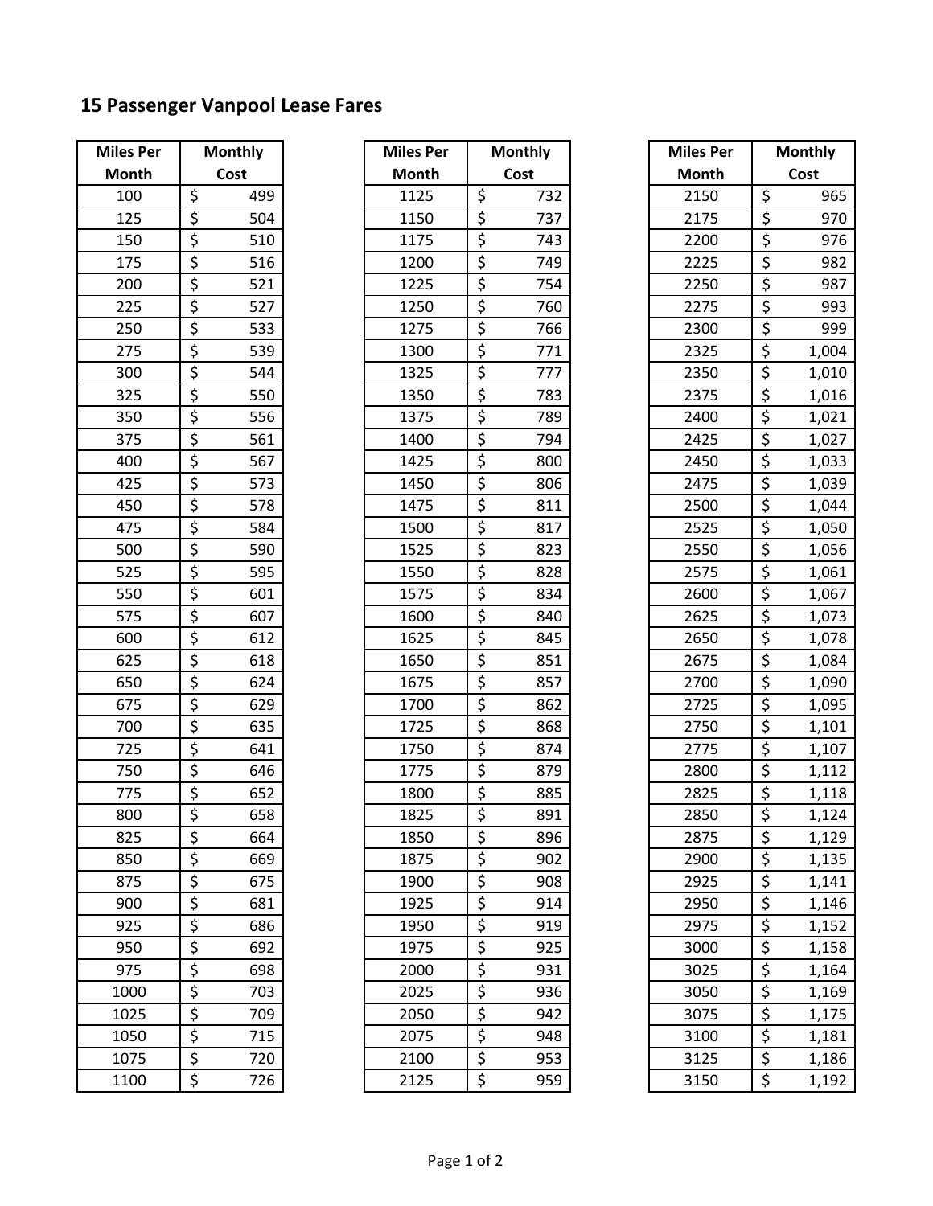## 15 Passenger Vanpool Lease Fares

| Miles Per Month | Monthly Cost |
|---|---|
| 100 | $ 499 |
| 125 | $ 504 |
| 150 | $ 510 |
| 175 | $ 516 |
| 200 | $ 521 |
| 225 | $ 527 |
| 250 | $ 533 |
| 275 | $ 539 |
| 300 | $ 544 |
| 325 | $ 550 |
| 350 | $ 556 |
| 375 | $ 561 |
| 400 | $ 567 |
| 425 | $ 573 |
| 450 | $ 578 |
| 475 | $ 584 |
| 500 | $ 590 |
| 525 | $ 595 |
| 550 | $ 601 |
| 575 | $ 607 |
| 600 | $ 612 |
| 625 | $ 618 |
| 650 | $ 624 |
| 675 | $ 629 |
| 700 | $ 635 |
| 725 | $ 641 |
| 750 | $ 646 |
| 775 | $ 652 |
| 800 | $ 658 |
| 825 | $ 664 |
| 850 | $ 669 |
| 875 | $ 675 |
| 900 | $ 681 |
| 925 | $ 686 |
| 950 | $ 692 |
| 975 | $ 698 |
| 1000 | $ 703 |
| 1025 | $ 709 |
| 1050 | $ 715 |
| 1075 | $ 720 |
| 1100 | $ 726 |

| Miles Per Month | Monthly Cost |
|---|---|
| 1125 | $ 732 |
| 1150 | $ 737 |
| 1175 | $ 743 |
| 1200 | $ 749 |
| 1225 | $ 754 |
| 1250 | $ 760 |
| 1275 | $ 766 |
| 1300 | $ 771 |
| 1325 | $ 777 |
| 1350 | $ 783 |
| 1375 | $ 789 |
| 1400 | $ 794 |
| 1425 | $ 800 |
| 1450 | $ 806 |
| 1475 | $ 811 |
| 1500 | $ 817 |
| 1525 | $ 823 |
| 1550 | $ 828 |
| 1575 | $ 834 |
| 1600 | $ 840 |
| 1625 | $ 845 |
| 1650 | $ 851 |
| 1675 | $ 857 |
| 1700 | $ 862 |
| 1725 | $ 868 |
| 1750 | $ 874 |
| 1775 | $ 879 |
| 1800 | $ 885 |
| 1825 | $ 891 |
| 1850 | $ 896 |
| 1875 | $ 902 |
| 1900 | $ 908 |
| 1925 | $ 914 |
| 1950 | $ 919 |
| 1975 | $ 925 |
| 2000 | $ 931 |
| 2025 | $ 936 |
| 2050 | $ 942 |
| 2075 | $ 948 |
| 2100 | $ 953 |
| 2125 | $ 959 |

| Miles Per Month | Monthly Cost |
|---|---|
| 2150 | $ 965 |
| 2175 | $ 970 |
| 2200 | $ 976 |
| 2225 | $ 982 |
| 2250 | $ 987 |
| 2275 | $ 993 |
| 2300 | $ 999 |
| 2325 | $ 1,004 |
| 2350 | $ 1,010 |
| 2375 | $ 1,016 |
| 2400 | $ 1,021 |
| 2425 | $ 1,027 |
| 2450 | $ 1,033 |
| 2475 | $ 1,039 |
| 2500 | $ 1,044 |
| 2525 | $ 1,050 |
| 2550 | $ 1,056 |
| 2575 | $ 1,061 |
| 2600 | $ 1,067 |
| 2625 | $ 1,073 |
| 2650 | $ 1,078 |
| 2675 | $ 1,084 |
| 2700 | $ 1,090 |
| 2725 | $ 1,095 |
| 2750 | $ 1,101 |
| 2775 | $ 1,107 |
| 2800 | $ 1,112 |
| 2825 | $ 1,118 |
| 2850 | $ 1,124 |
| 2875 | $ 1,129 |
| 2900 | $ 1,135 |
| 2925 | $ 1,141 |
| 2950 | $ 1,146 |
| 2975 | $ 1,152 |
| 3000 | $ 1,158 |
| 3025 | $ 1,164 |
| 3050 | $ 1,169 |
| 3075 | $ 1,175 |
| 3100 | $ 1,181 |
| 3125 | $ 1,186 |
| 3150 | $ 1,192 |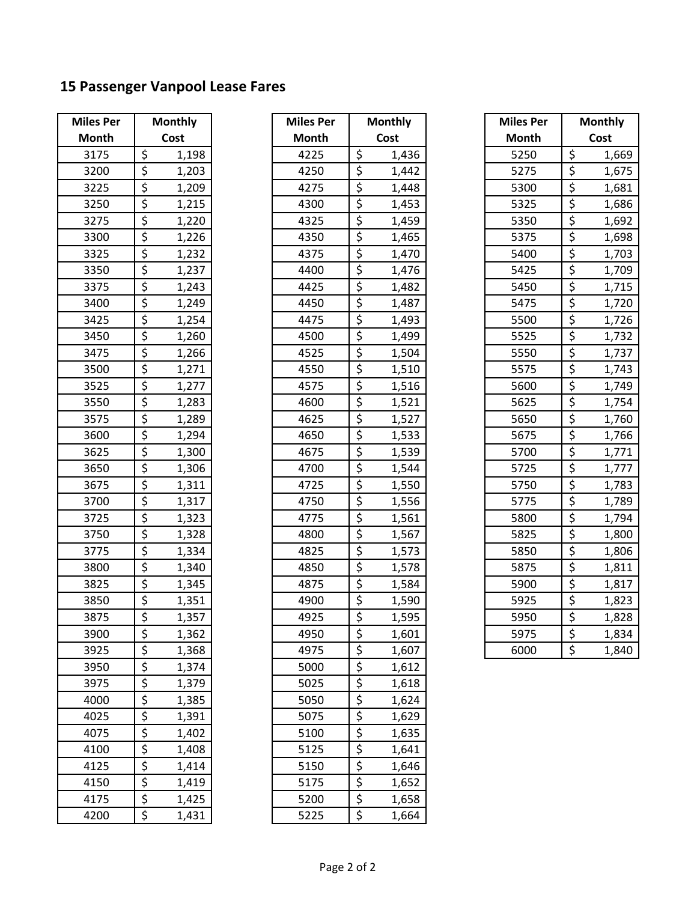## 15 Passenger Vanpool Lease Fares

| Miles Per Month | Monthly Cost |
|---|---|
| 3175 | $ 1,198 |
| 3200 | $ 1,203 |
| 3225 | $ 1,209 |
| 3250 | $ 1,215 |
| 3275 | $ 1,220 |
| 3300 | $ 1,226 |
| 3325 | $ 1,232 |
| 3350 | $ 1,237 |
| 3375 | $ 1,243 |
| 3400 | $ 1,249 |
| 3425 | $ 1,254 |
| 3450 | $ 1,260 |
| 3475 | $ 1,266 |
| 3500 | $ 1,271 |
| 3525 | $ 1,277 |
| 3550 | $ 1,283 |
| 3575 | $ 1,289 |
| 3600 | $ 1,294 |
| 3625 | $ 1,300 |
| 3650 | $ 1,306 |
| 3675 | $ 1,311 |
| 3700 | $ 1,317 |
| 3725 | $ 1,323 |
| 3750 | $ 1,328 |
| 3775 | $ 1,334 |
| 3800 | $ 1,340 |
| 3825 | $ 1,345 |
| 3850 | $ 1,351 |
| 3875 | $ 1,357 |
| 3900 | $ 1,362 |
| 3925 | $ 1,368 |
| 3950 | $ 1,374 |
| 3975 | $ 1,379 |
| 4000 | $ 1,385 |
| 4025 | $ 1,391 |
| 4075 | $ 1,402 |
| 4100 | $ 1,408 |
| 4125 | $ 1,414 |
| 4150 | $ 1,419 |
| 4175 | $ 1,425 |
| 4200 | $ 1,431 |

| Miles Per Month | Monthly Cost |
|---|---|
| 4225 | $ 1,436 |
| 4250 | $ 1,442 |
| 4275 | $ 1,448 |
| 4300 | $ 1,453 |
| 4325 | $ 1,459 |
| 4350 | $ 1,465 |
| 4375 | $ 1,470 |
| 4400 | $ 1,476 |
| 4425 | $ 1,482 |
| 4450 | $ 1,487 |
| 4475 | $ 1,493 |
| 4500 | $ 1,499 |
| 4525 | $ 1,504 |
| 4550 | $ 1,510 |
| 4575 | $ 1,516 |
| 4600 | $ 1,521 |
| 4625 | $ 1,527 |
| 4650 | $ 1,533 |
| 4675 | $ 1,539 |
| 4700 | $ 1,544 |
| 4725 | $ 1,550 |
| 4750 | $ 1,556 |
| 4775 | $ 1,561 |
| 4800 | $ 1,567 |
| 4825 | $ 1,573 |
| 4850 | $ 1,578 |
| 4875 | $ 1,584 |
| 4900 | $ 1,590 |
| 4925 | $ 1,595 |
| 4950 | $ 1,601 |
| 4975 | $ 1,607 |
| 5000 | $ 1,612 |
| 5025 | $ 1,618 |
| 5050 | $ 1,624 |
| 5075 | $ 1,629 |
| 5100 | $ 1,635 |
| 5125 | $ 1,641 |
| 5150 | $ 1,646 |
| 5175 | $ 1,652 |
| 5200 | $ 1,658 |
| 5225 | $ 1,664 |

| Miles Per Month | Monthly Cost |
|---|---|
| 5250 | $ 1,669 |
| 5275 | $ 1,675 |
| 5300 | $ 1,681 |
| 5325 | $ 1,686 |
| 5350 | $ 1,692 |
| 5375 | $ 1,698 |
| 5400 | $ 1,703 |
| 5425 | $ 1,709 |
| 5450 | $ 1,715 |
| 5475 | $ 1,720 |
| 5500 | $ 1,726 |
| 5525 | $ 1,732 |
| 5550 | $ 1,737 |
| 5575 | $ 1,743 |
| 5600 | $ 1,749 |
| 5625 | $ 1,754 |
| 5650 | $ 1,760 |
| 5675 | $ 1,766 |
| 5700 | $ 1,771 |
| 5725 | $ 1,777 |
| 5750 | $ 1,783 |
| 5775 | $ 1,789 |
| 5800 | $ 1,794 |
| 5825 | $ 1,800 |
| 5850 | $ 1,806 |
| 5875 | $ 1,811 |
| 5900 | $ 1,817 |
| 5925 | $ 1,823 |
| 5950 | $ 1,828 |
| 5975 | $ 1,834 |
| 6000 | $ 1,840 |